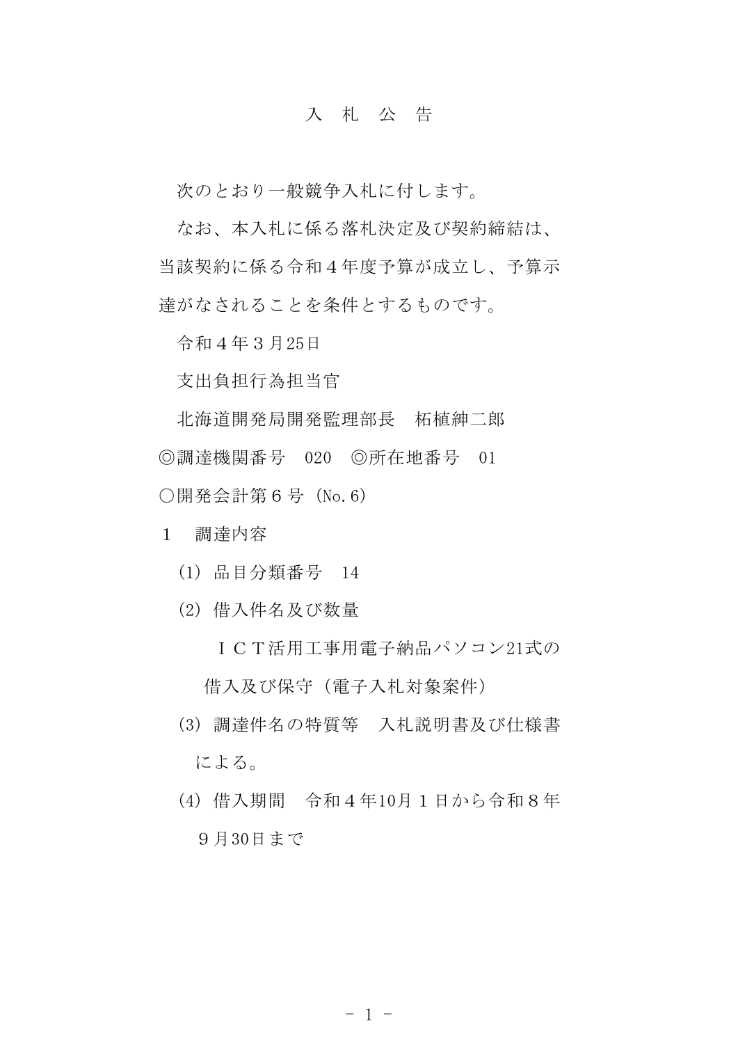# 入　札　公　告

次のとおり一般競争入札に付します。

なお、本入札に係る落札決定及び契約締結は、当該契約に係る令和４年度予算が成立し、予算示達がなされることを条件とするものです。

令和４年３月25日

支出負担行為担当官

北海道開発局開発監理部長　柘植紳二郎

◎調達機関番号　020　◎所在地番号　01

○開発会計第６号（No.6）

１　調達内容

(1) 品目分類番号　14

(2) 借入件名及び数量

ＩＣＴ活用工事用電子納品パソコン21式の借入及び保守（電子入札対象案件）

(3) 調達件名の特質等　入札説明書及び仕様書による。

(4) 借入期間　令和４年10月１日から令和８年９月30日まで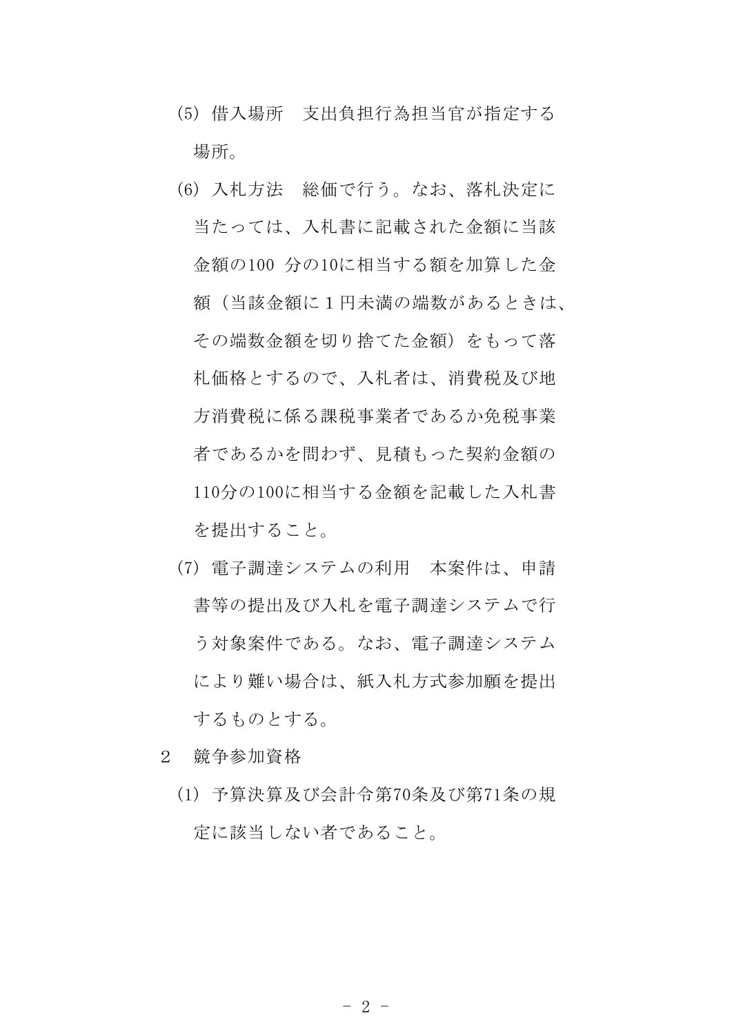(5) 借入場所　支出負担行為担当官が指定する場所。

(6) 入札方法　総価で行う。なお、落札決定に当たっては、入札書に記載された金額に当該金額の100 分の10に相当する額を加算した金額（当該金額に１円未満の端数があるときは、その端数金額を切り捨てた金額）をもって落札価格とするので、入札者は、消費税及び地方消費税に係る課税事業者であるか免税事業者であるかを問わず、見積もった契約金額の110分の100に相当する金額を記載した入札書を提出すること。

(7) 電子調達システムの利用　本案件は、申請書等の提出及び入札を電子調達システムで行う対象案件である。なお、電子調達システムにより難い場合は、紙入札方式参加願を提出するものとする。

２　競争参加資格

(1) 予算決算及び会計令第70条及び第71条の規定に該当しない者であること。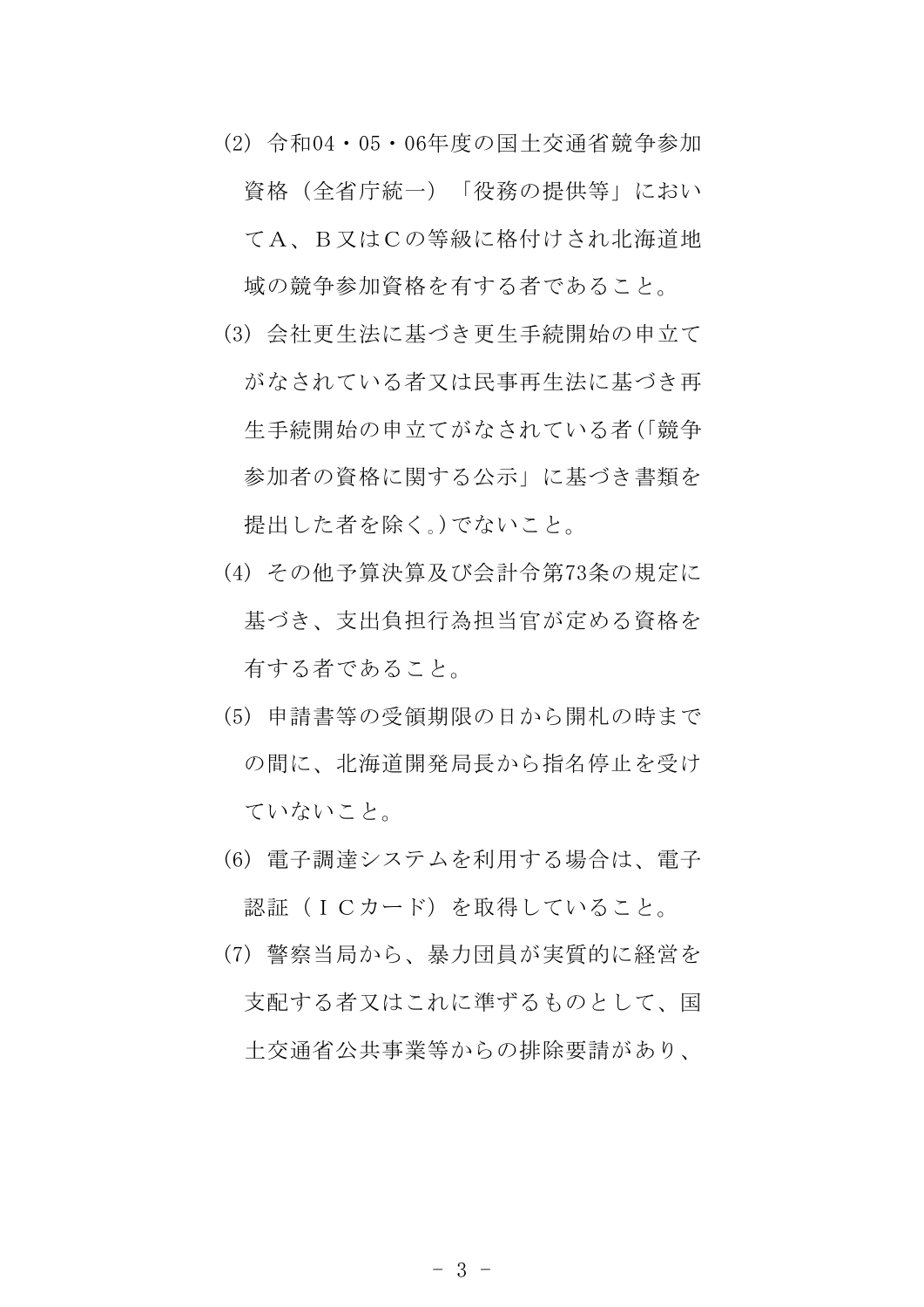(2) 令和04・05・06年度の国土交通省競争参加資格（全省庁統一）「役務の提供等」においてＡ、Ｂ又はＣの等級に格付けされ北海道地域の競争参加資格を有する者であること。

(3) 会社更生法に基づき更生手続開始の申立てがなされている者又は民事再生法に基づき再生手続開始の申立てがなされている者(「競争参加者の資格に関する公示」に基づき書類を提出した者を除く。)でないこと。

(4) その他予算決算及び会計令第73条の規定に基づき、支出負担行為担当官が定める資格を有する者であること。

(5) 申請書等の受領期限の日から開札の時までの間に、北海道開発局長から指名停止を受けていないこと。

(6) 電子調達システムを利用する場合は、電子認証（ＩＣカード）を取得していること。

(7) 警察当局から、暴力団員が実質的に経営を支配する者又はこれに準ずるものとして、国土交通省公共事業等からの排除要請があり、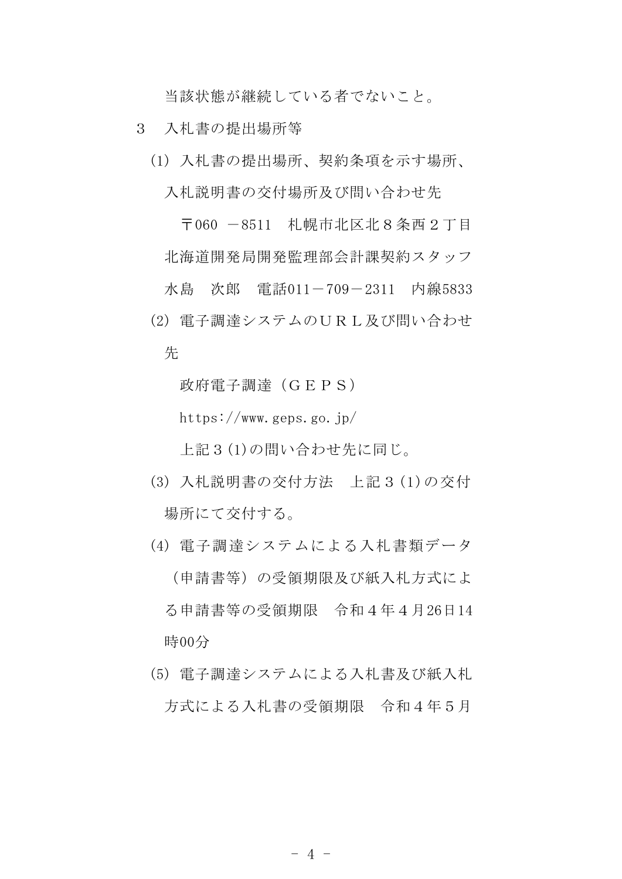当該状態が継続している者でないこと。

3　入札書の提出場所等

(1) 入札書の提出場所、契約条項を示す場所、入札説明書の交付場所及び問い合わせ先

〒060　－8511　札幌市北区北８条西２丁目　北海道開発局開発監理部会計課契約スタッフ　水島　次郎　電話011－709－2311　内線5833

(2) 電子調達システムのＵＲＬ及び問い合わせ先

政府電子調達（ＧＥＰＳ）

https://www.geps.go.jp/

上記３(1)の問い合わせ先に同じ。

(3) 入札説明書の交付方法　上記３(1)の交付場所にて交付する。

(4) 電子調達システムによる入札書類データ（申請書等）の受領期限及び紙入札方式による申請書等の受領期限　令和４年４月26日14時00分

(5) 電子調達システムによる入札書及び紙入札方式による入札書の受領期限　令和４年５月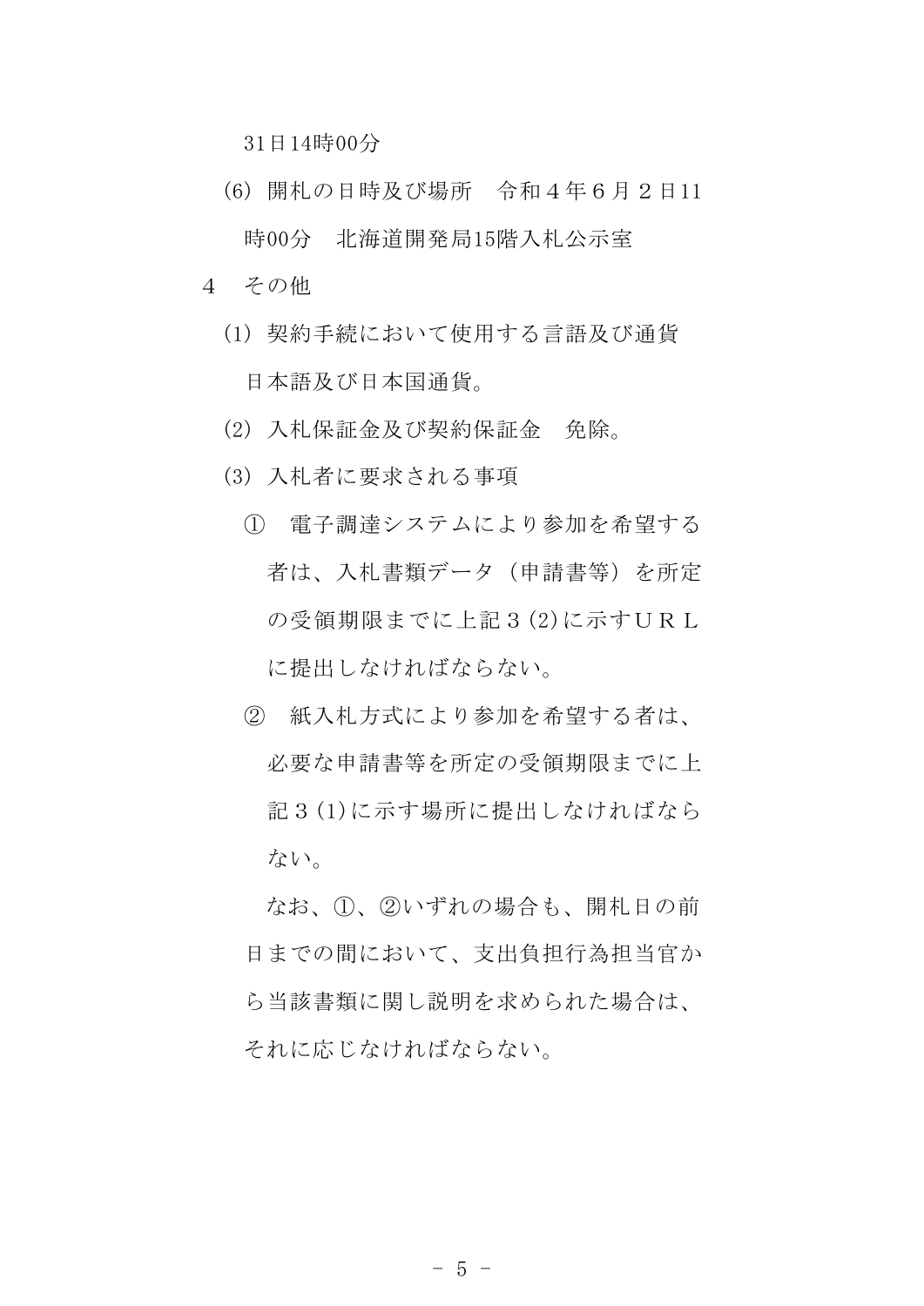31日14時00分

(6) 開札の日時及び場所　令和４年６月２日11時00分　北海道開発局15階入札公示室

4　その他

(1) 契約手続において使用する言語及び通貨　日本語及び日本国通貨。

(2) 入札保証金及び契約保証金　免除。

(3) 入札者に要求される事項

① 電子調達システムにより参加を希望する者は、入札書類データ（申請書等）を所定の受領期限までに上記３(2)に示すＵＲＬに提出しなければならない。

② 紙入札方式により参加を希望する者は、必要な申請書等を所定の受領期限までに上記３(1)に示す場所に提出しなければならない。

なお、①、②いずれの場合も、開札日の前日までの間において、支出負担行為担当官から当該書類に関し説明を求められた場合は、それに応じなければならない。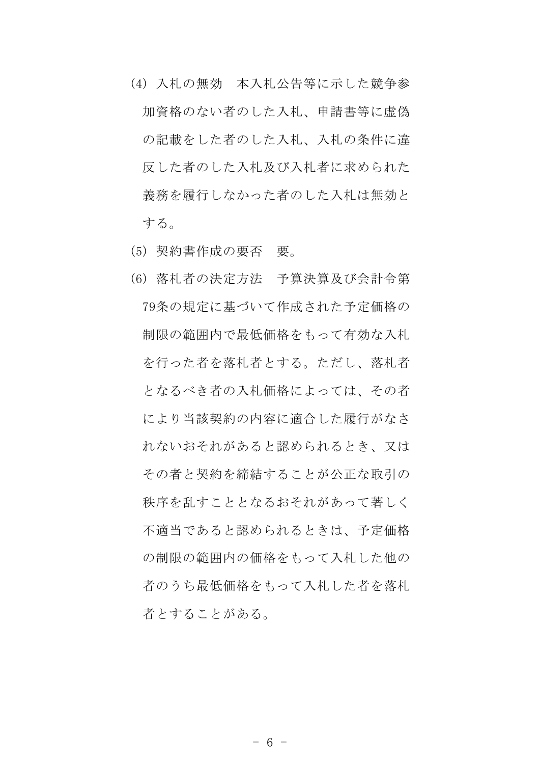(4) 入札の無効　本入札公告等に示した競争参加資格のない者のした入札、申請書等に虚偽の記載をした者のした入札、入札の条件に違反した者のした入札及び入札者に求められた義務を履行しなかった者のした入札は無効とする。

(5) 契約書作成の要否　要。

(6) 落札者の決定方法　予算決算及び会計令第79条の規定に基づいて作成された予定価格の制限の範囲内で最低価格をもって有効な入札を行った者を落札者とする。ただし、落札者となるべき者の入札価格によっては、その者により当該契約の内容に適合した履行がなされないおそれがあると認められるとき、又はその者と契約を締結することが公正な取引の秩序を乱すこととなるおそれがあって著しく不適当であると認められるときは、予定価格の制限の範囲内の価格をもって入札した他の者のうち最低価格をもって入札した者を落札者とすることがある。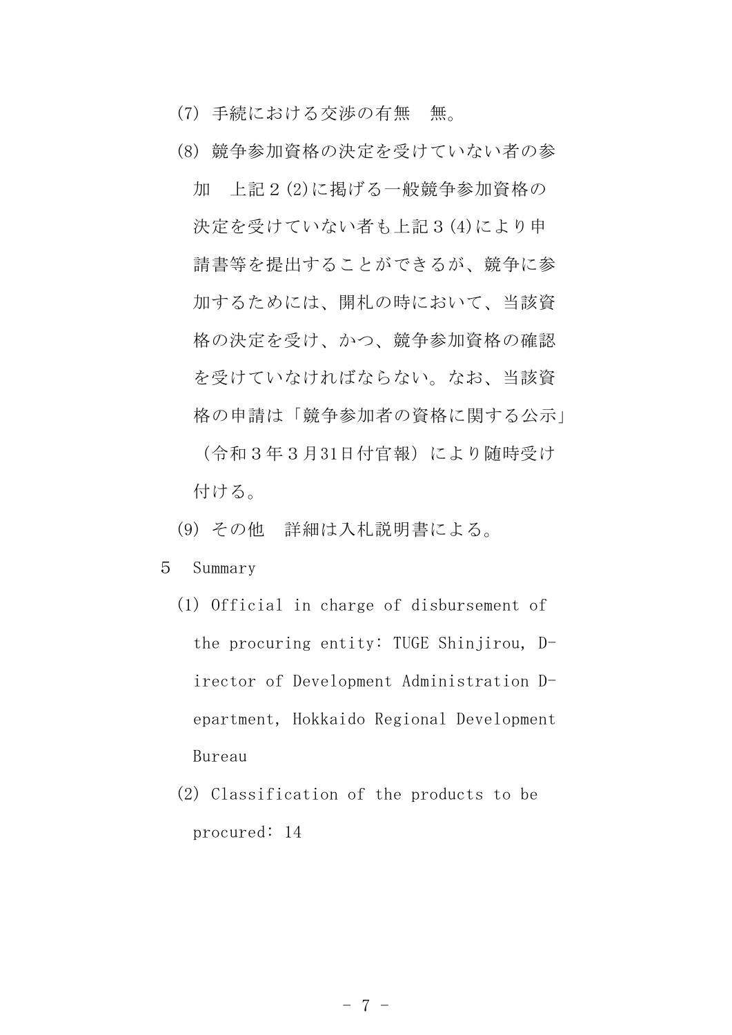(7) 手続における交渉の有無　無。

(8) 競争参加資格の決定を受けていない者の参加　上記２(2)に掲げる一般競争参加資格の決定を受けていない者も上記３(4)により申請書等を提出することができるが、競争に参加するためには、開札の時において、当該資格の決定を受け、かつ、競争参加資格の確認を受けていなければならない。なお、当該資格の申請は「競争参加者の資格に関する公示」（令和３年３月31日付官報）により随時受け付ける。

(9) その他　詳細は入札説明書による。

5　Summary

(1) Official in charge of disbursement of the procuring entity: TUGE Shinjirou, Director of Development Administration Department, Hokkaido Regional Development Bureau

(2) Classification of the products to be procured: 14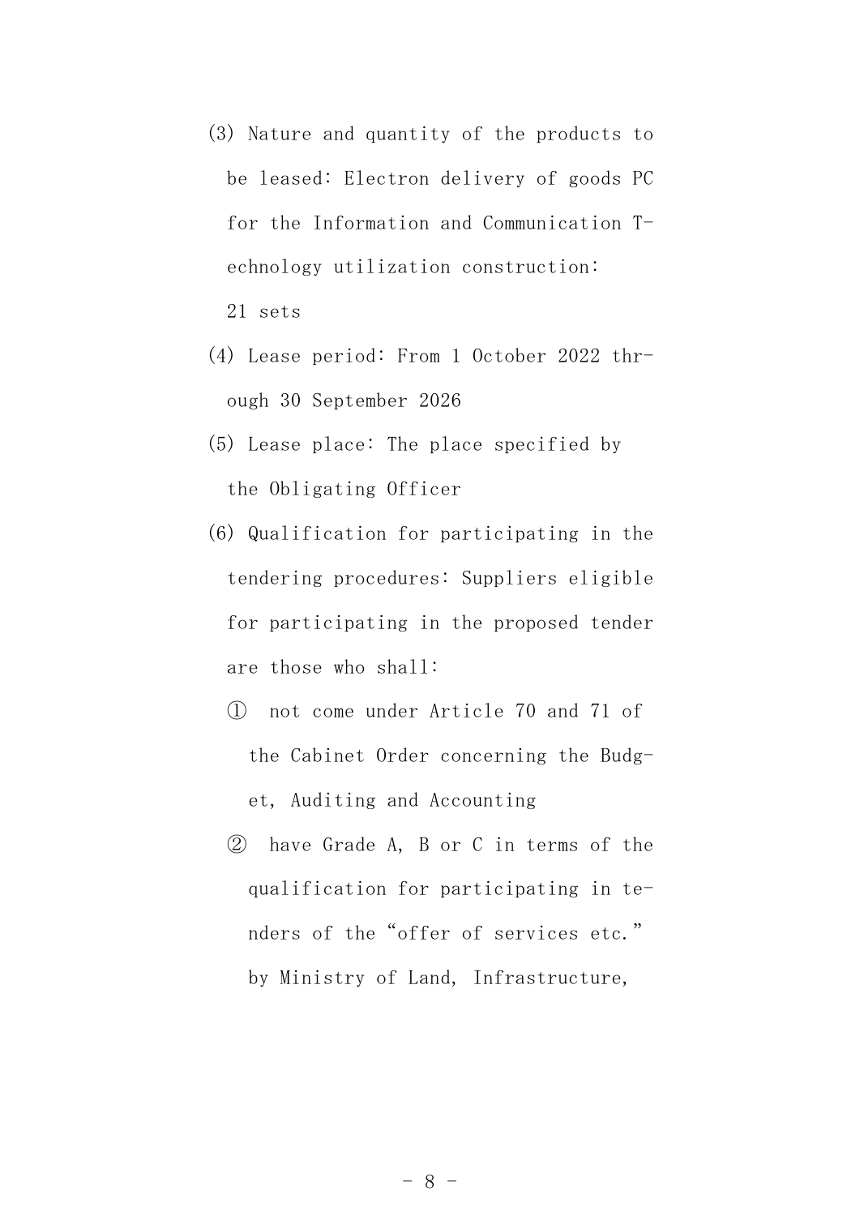(3) Nature and quantity of the products to be leased: Electron delivery of goods PC for the Information and Communication Technology utilization construction: 21 sets

(4) Lease period: From 1 October 2022 through 30 September 2026

(5) Lease place: The place specified by the Obligating Officer

(6) Qualification for participating in the tendering procedures: Suppliers eligible for participating in the proposed tender are those who shall:

① not come under Article 70 and 71 of the Cabinet Order concerning the Budget, Auditing and Accounting

② have Grade A, B or C in terms of the qualification for participating in tenders of the "offer of services etc." by Ministry of Land, Infrastructure,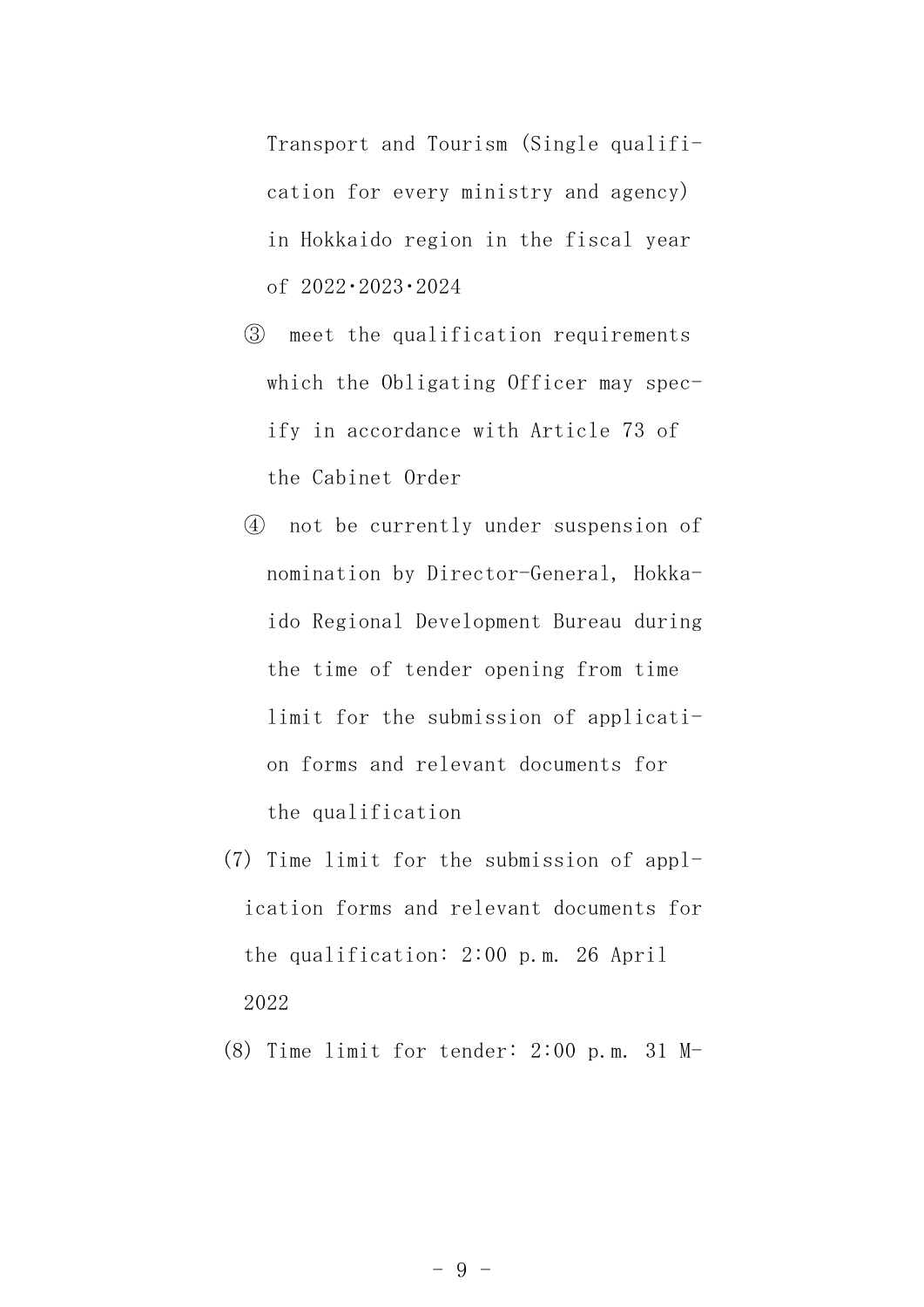Transport and Tourism (Single qualification for every ministry and agency) in Hokkaido region in the fiscal year of 2022·2023·2024

③ meet the qualification requirements which the Obligating Officer may specify in accordance with Article 73 of the Cabinet Order

④ not be currently under suspension of nomination by Director-General, Hokkaido Regional Development Bureau during the time of tender opening from time limit for the submission of application forms and relevant documents for the qualification

(7) Time limit for the submission of application forms and relevant documents for the qualification: 2:00 p.m. 26 April 2022

(8) Time limit for tender: 2:00 p.m. 31 M-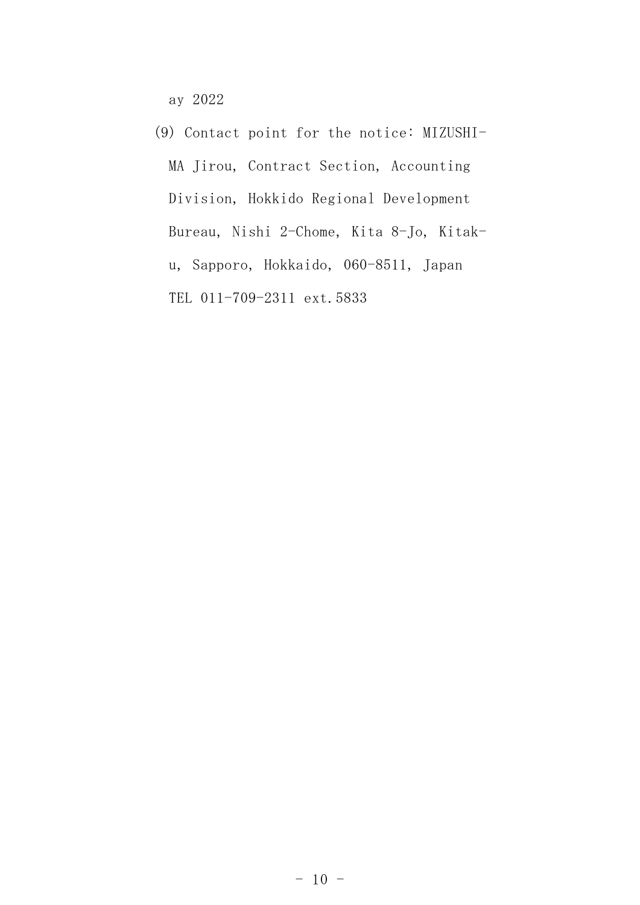ay 2022

(9) Contact point for the notice: MIZUSHIMA Jirou, Contract Section, Accounting Division, Hokkido Regional Development Bureau, Nishi 2-Chome, Kita 8-Jo, Kita-ku, Sapporo, Hokkaido, 060-8511, Japan TEL 011-709-2311 ext.5833